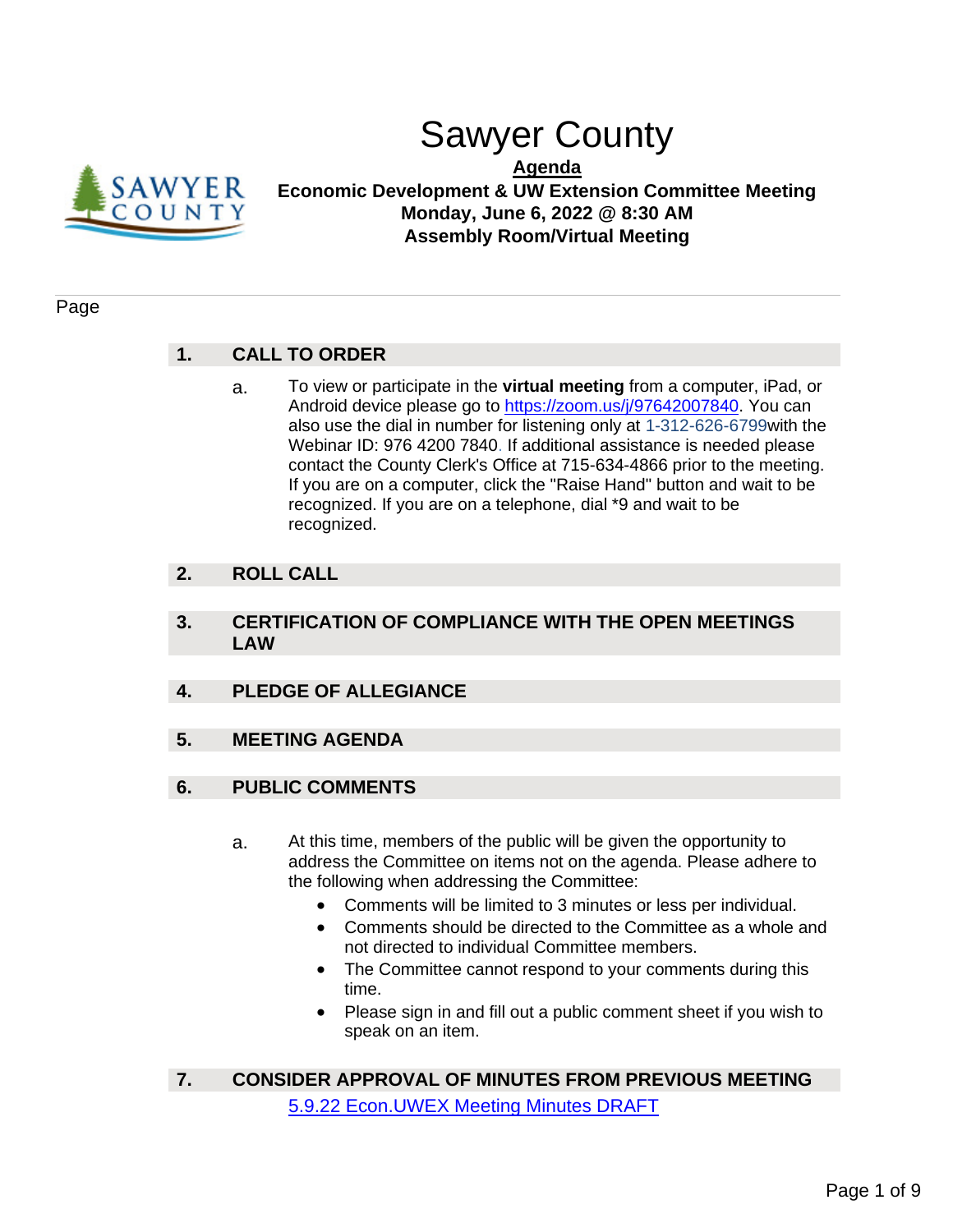# Sawyer County

**Agenda**

**Economic Development & UW Extension Committee Meeting**
**Monday, June 6, 2022 @ 8:30 AM**
**Assembly Room/Virtual Meeting**

Page

## 1. CALL TO ORDER

a. To view or participate in the **virtual meeting** from a computer, iPad, or Android device please go to https://zoom.us/j/97642007840. You can also use the dial in number for listening only at 1-312-626-6799with the Webinar ID: 976 4200 7840. If additional assistance is needed please contact the County Clerk's Office at 715-634-4866 prior to the meeting. If you are on a computer, click the "Raise Hand" button and wait to be recognized. If you are on a telephone, dial *9 and wait to be recognized.

## 2. ROLL CALL

## 3. CERTIFICATION OF COMPLIANCE WITH THE OPEN MEETINGS LAW

## 4. PLEDGE OF ALLEGIANCE

## 5. MEETING AGENDA

## 6. PUBLIC COMMENTS

a. At this time, members of the public will be given the opportunity to address the Committee on items not on the agenda. Please adhere to the following when addressing the Committee:

- Comments will be limited to 3 minutes or less per individual.
- Comments should be directed to the Committee as a whole and not directed to individual Committee members.
- The Committee cannot respond to your comments during this time.
- Please sign in and fill out a public comment sheet if you wish to speak on an item.

## 7. CONSIDER APPROVAL OF MINUTES FROM PREVIOUS MEETING

5.9.22 Econ.UWEX Meeting Minutes DRAFT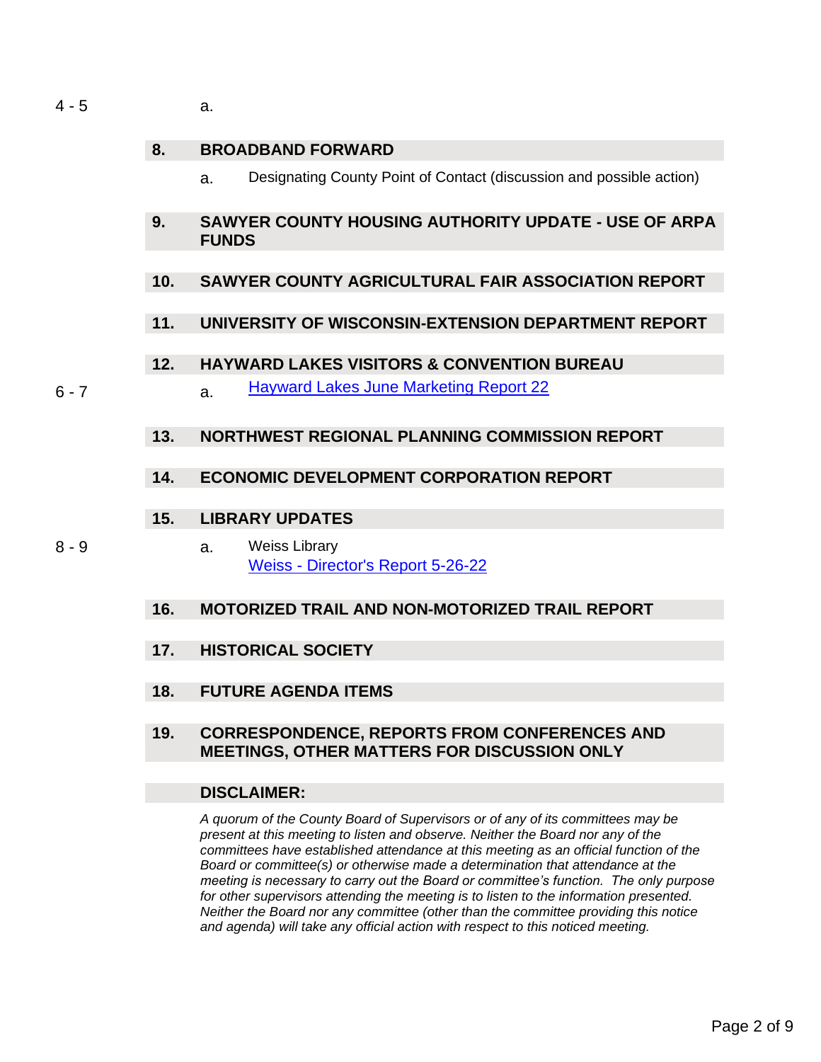4 - 5 a.

## 8. BROADBAND FORWARD

a. Designating County Point of Contact (discussion and possible action)

## 9. SAWYER COUNTY HOUSING AUTHORITY UPDATE - USE OF ARPA FUNDS

## 10. SAWYER COUNTY AGRICULTURAL FAIR ASSOCIATION REPORT

## 11. UNIVERSITY OF WISCONSIN-EXTENSION DEPARTMENT REPORT

## 12. HAYWARD LAKES VISITORS & CONVENTION BUREAU

6 - 7 a. Hayward Lakes June Marketing Report 22

## 13. NORTHWEST REGIONAL PLANNING COMMISSION REPORT

## 14. ECONOMIC DEVELOPMENT CORPORATION REPORT

## 15. LIBRARY UPDATES

8 - 9 a. Weiss Library
Weiss - Director's Report 5-26-22

## 16. MOTORIZED TRAIL AND NON-MOTORIZED TRAIL REPORT

## 17. HISTORICAL SOCIETY

## 18. FUTURE AGENDA ITEMS

## 19. CORRESPONDENCE, REPORTS FROM CONFERENCES AND MEETINGS, OTHER MATTERS FOR DISCUSSION ONLY

## DISCLAIMER:

*A quorum of the County Board of Supervisors or of any of its committees may be present at this meeting to listen and observe. Neither the Board nor any of the committees have established attendance at this meeting as an official function of the Board or committee(s) or otherwise made a determination that attendance at the meeting is necessary to carry out the Board or committee's function. The only purpose for other supervisors attending the meeting is to listen to the information presented. Neither the Board nor any committee (other than the committee providing this notice and agenda) will take any official action with respect to this noticed meeting.*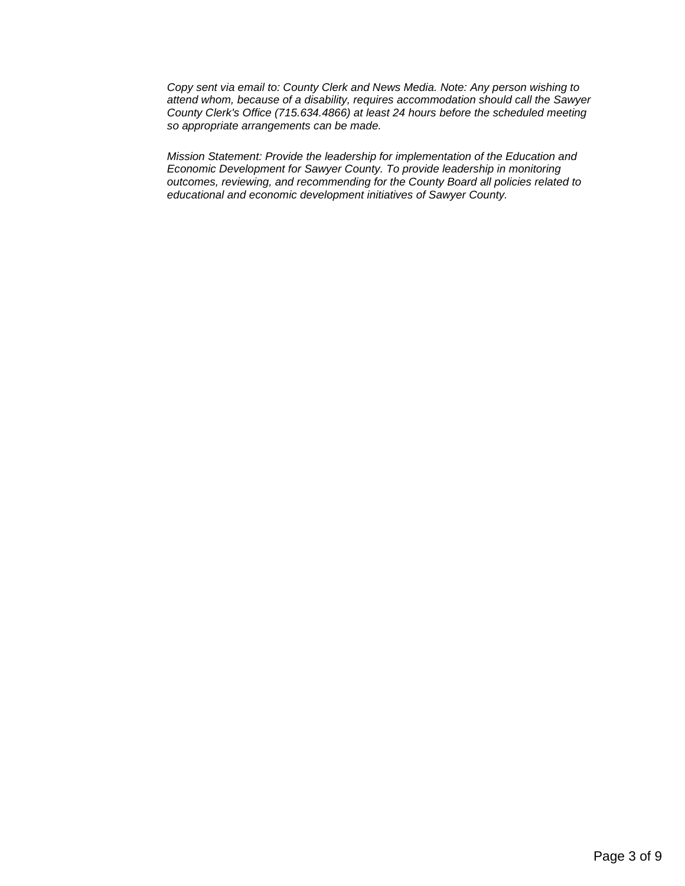*Copy sent via email to: County Clerk and News Media. Note: Any person wishing to attend whom, because of a disability, requires accommodation should call the Sawyer County Clerk's Office (715.634.4866) at least 24 hours before the scheduled meeting so appropriate arrangements can be made.*

*Mission Statement: Provide the leadership for implementation of the Education and Economic Development for Sawyer County. To provide leadership in monitoring outcomes, reviewing, and recommending for the County Board all policies related to educational and economic development initiatives of Sawyer County.*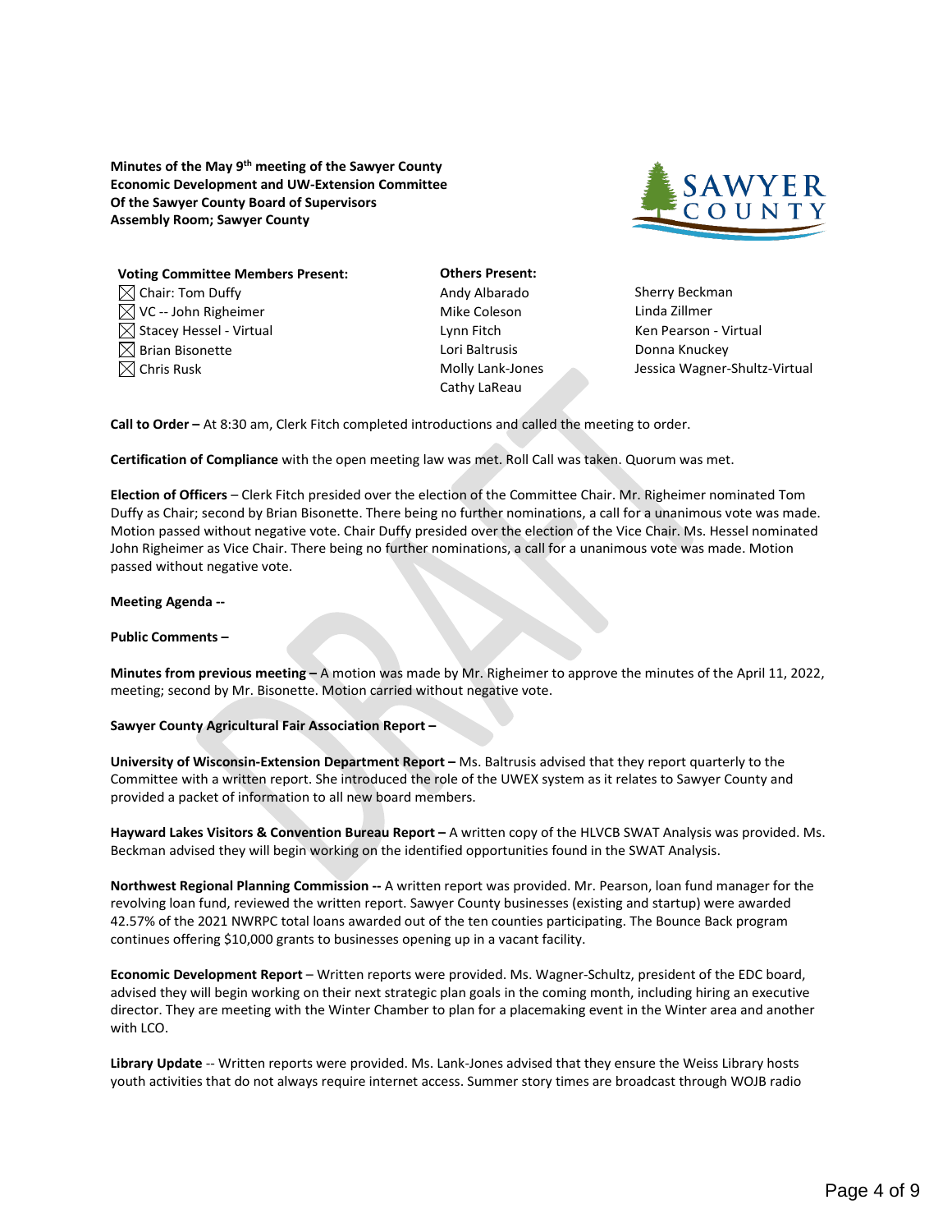**Minutes of the May 9th meeting of the Sawyer County Economic Development and UW-Extension Committee Of the Sawyer County Board of Supervisors Assembly Room; Sawyer County**

**Voting Committee Members Present:**
- ☒ Chair: Tom Duffy
- ☒ VC -- John Righeimer
- ☒ Stacey Hessel - Virtual
- ☒ Brian Bisonette
- ☒ Chris Rusk

**Others Present:**
- Andy Albarado
- Mike Coleson
- Lynn Fitch
- Lori Baltrusis
- Molly Lank-Jones
- Cathy LaReau
- Sherry Beckman
- Linda Zillmer
- Ken Pearson - Virtual
- Donna Knuckey
- Jessica Wagner-Shultz-Virtual

**Call to Order –** At 8:30 am, Clerk Fitch completed introductions and called the meeting to order.

**Certification of Compliance** with the open meeting law was met. Roll Call was taken. Quorum was met.

**Election of Officers** – Clerk Fitch presided over the election of the Committee Chair. Mr. Righeimer nominated Tom Duffy as Chair; second by Brian Bisonette. There being no further nominations, a call for a unanimous vote was made. Motion passed without negative vote. Chair Duffy presided over the election of the Vice Chair. Ms. Hessel nominated John Righeimer as Vice Chair. There being no further nominations, a call for a unanimous vote was made. Motion passed without negative vote.

**Meeting Agenda --**

**Public Comments –**

**Minutes from previous meeting –** A motion was made by Mr. Righeimer to approve the minutes of the April 11, 2022, meeting; second by Mr. Bisonette. Motion carried without negative vote.

**Sawyer County Agricultural Fair Association Report –**

**University of Wisconsin-Extension Department Report –** Ms. Baltrusis advised that they report quarterly to the Committee with a written report. She introduced the role of the UWEX system as it relates to Sawyer County and provided a packet of information to all new board members.

**Hayward Lakes Visitors & Convention Bureau Report –** A written copy of the HLVCB SWAT Analysis was provided. Ms. Beckman advised they will begin working on the identified opportunities found in the SWAT Analysis.

**Northwest Regional Planning Commission --** A written report was provided. Mr. Pearson, loan fund manager for the revolving loan fund, reviewed the written report. Sawyer County businesses (existing and startup) were awarded 42.57% of the 2021 NWRPC total loans awarded out of the ten counties participating. The Bounce Back program continues offering $10,000 grants to businesses opening up in a vacant facility.

**Economic Development Report** – Written reports were provided. Ms. Wagner-Schultz, president of the EDC board, advised they will begin working on their next strategic plan goals in the coming month, including hiring an executive director. They are meeting with the Winter Chamber to plan for a placemaking event in the Winter area and another with LCO.

**Library Update** -- Written reports were provided. Ms. Lank-Jones advised that they ensure the Weiss Library hosts youth activities that do not always require internet access. Summer story times are broadcast through WOJB radio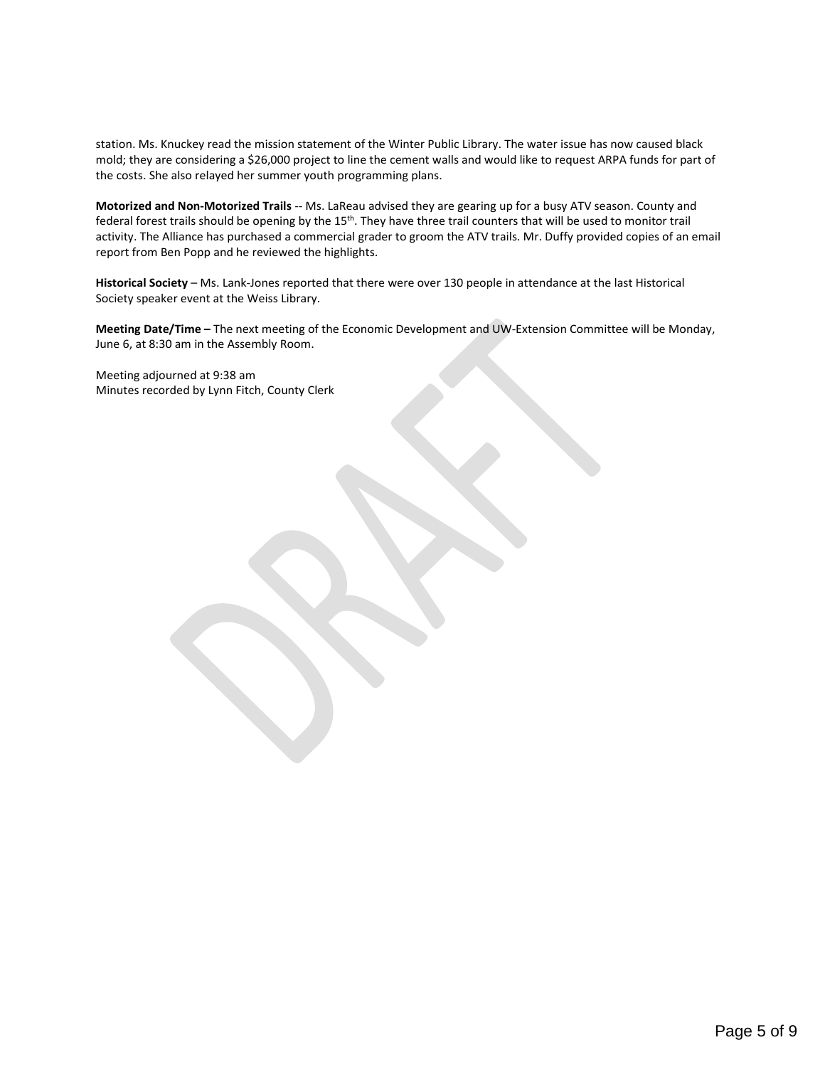station. Ms. Knuckey read the mission statement of the Winter Public Library. The water issue has now caused black mold; they are considering a $26,000 project to line the cement walls and would like to request ARPA funds for part of the costs. She also relayed her summer youth programming plans.

**Motorized and Non-Motorized Trails** -- Ms. LaReau advised they are gearing up for a busy ATV season. County and federal forest trails should be opening by the 15th. They have three trail counters that will be used to monitor trail activity. The Alliance has purchased a commercial grader to groom the ATV trails. Mr. Duffy provided copies of an email report from Ben Popp and he reviewed the highlights.

**Historical Society** – Ms. Lank-Jones reported that there were over 130 people in attendance at the last Historical Society speaker event at the Weiss Library.

**Meeting Date/Time –** The next meeting of the Economic Development and UW-Extension Committee will be Monday, June 6, at 8:30 am in the Assembly Room.

Meeting adjourned at 9:38 am
Minutes recorded by Lynn Fitch, County Clerk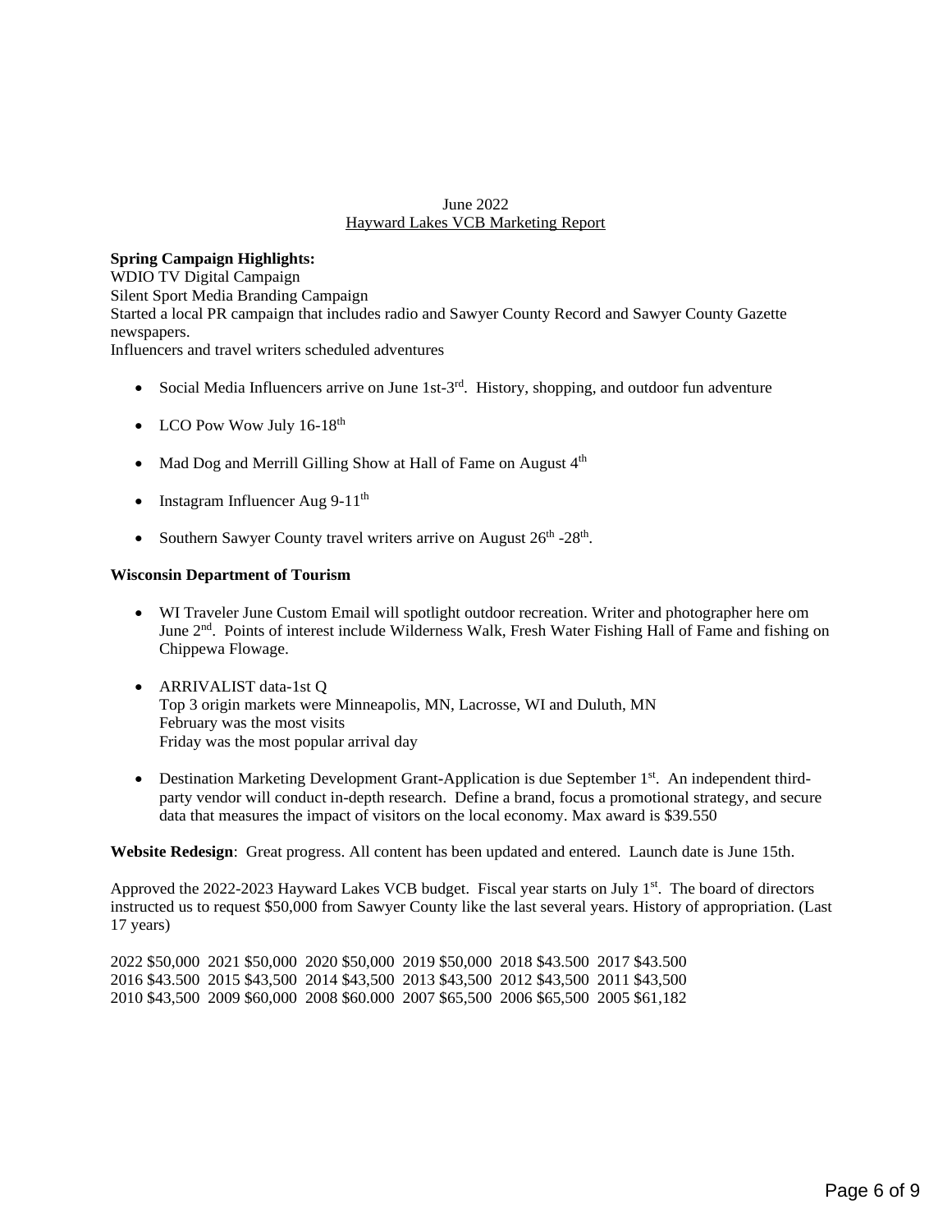June 2022

Hayward Lakes VCB Marketing Report

**Spring Campaign Highlights:**

WDIO TV Digital Campaign

Silent Sport Media Branding Campaign

Started a local PR campaign that includes radio and Sawyer County Record and Sawyer County Gazette newspapers.

Influencers and travel writers scheduled adventures

- Social Media Influencers arrive on June 1st-3rd. History, shopping, and outdoor fun adventure
- LCO Pow Wow July 16-18th
- Mad Dog and Merrill Gilling Show at Hall of Fame on August 4th
- Instagram Influencer Aug 9-11th
- Southern Sawyer County travel writers arrive on August 26th -28th.

**Wisconsin Department of Tourism**

- WI Traveler June Custom Email will spotlight outdoor recreation. Writer and photographer here om June 2nd. Points of interest include Wilderness Walk, Fresh Water Fishing Hall of Fame and fishing on Chippewa Flowage.
- ARRIVALIST data-1st Q
  Top 3 origin markets were Minneapolis, MN, Lacrosse, WI and Duluth, MN
  February was the most visits
  Friday was the most popular arrival day
- Destination Marketing Development Grant-Application is due September 1st. An independent third-party vendor will conduct in-depth research. Define a brand, focus a promotional strategy, and secure data that measures the impact of visitors on the local economy. Max award is $39.550

**Website Redesign**: Great progress. All content has been updated and entered. Launch date is June 15th.

Approved the 2022-2023 Hayward Lakes VCB budget. Fiscal year starts on July 1st. The board of directors instructed us to request $50,000 from Sawyer County like the last several years. History of appropriation. (Last 17 years)

2022 $50,000 2021 $50,000 2020 $50,000 2019 $50,000 2018 $43.500 2017 $43.500
2016 $43.500 2015 $43,500 2014 $43,500 2013 $43,500 2012 $43,500 2011 $43,500
2010 $43,500 2009 $60,000 2008 $60.000 2007 $65,500 2006 $65,500 2005 $61,182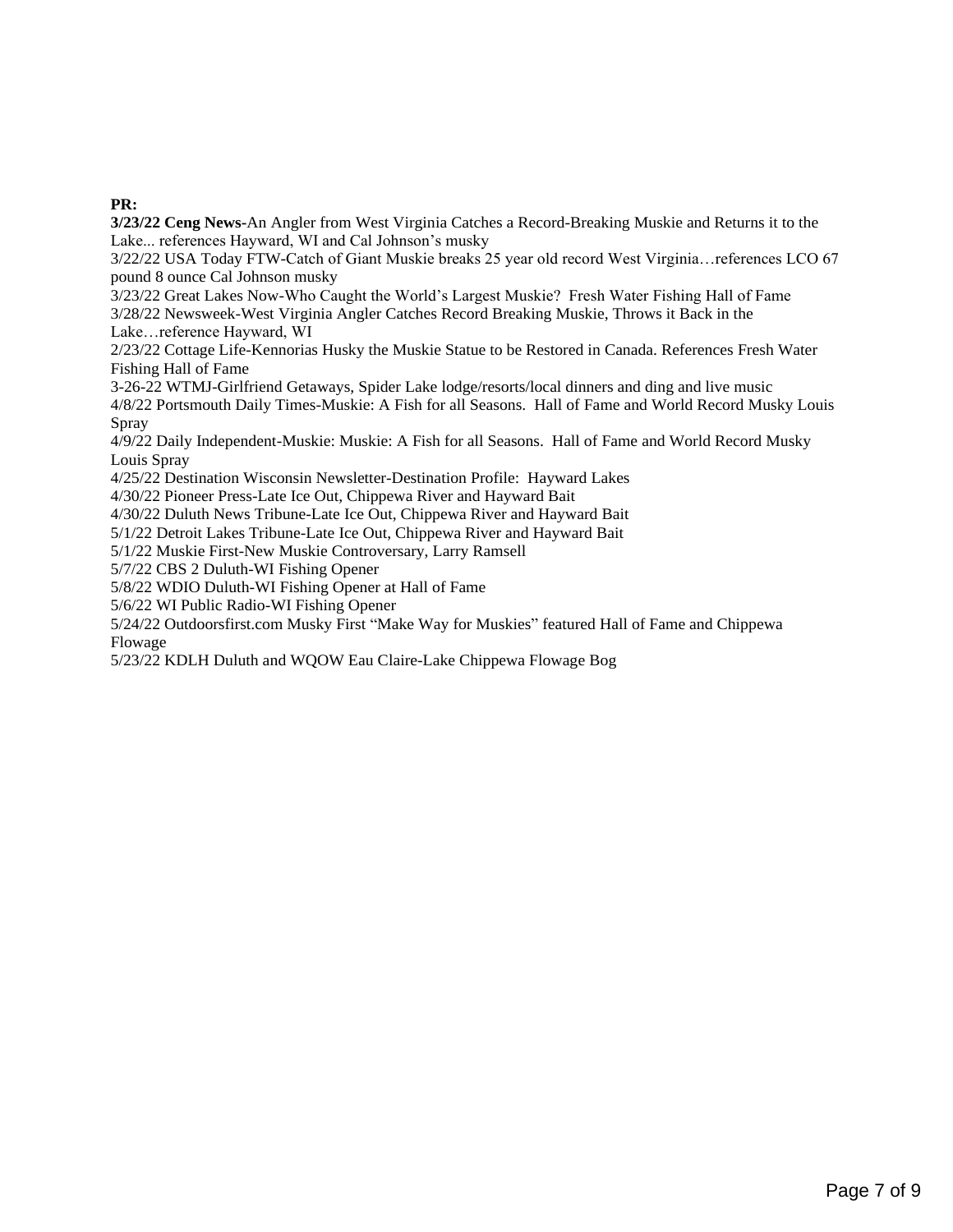**PR:**

**3/23/22 Ceng News-**An Angler from West Virginia Catches a Record-Breaking Muskie and Returns it to the Lake... references Hayward, WI and Cal Johnson's musky

3/22/22 USA Today FTW-Catch of Giant Muskie breaks 25 year old record West Virginia…references LCO 67 pound 8 ounce Cal Johnson musky

3/23/22 Great Lakes Now-Who Caught the World's Largest Muskie? Fresh Water Fishing Hall of Fame

3/28/22 Newsweek-West Virginia Angler Catches Record Breaking Muskie, Throws it Back in the Lake…reference Hayward, WI

2/23/22 Cottage Life-Kennorias Husky the Muskie Statue to be Restored in Canada. References Fresh Water Fishing Hall of Fame

3-26-22 WTMJ-Girlfriend Getaways, Spider Lake lodge/resorts/local dinners and ding and live music

4/8/22 Portsmouth Daily Times-Muskie: A Fish for all Seasons. Hall of Fame and World Record Musky Louis Spray

4/9/22 Daily Independent-Muskie: Muskie: A Fish for all Seasons. Hall of Fame and World Record Musky Louis Spray

4/25/22 Destination Wisconsin Newsletter-Destination Profile: Hayward Lakes

4/30/22 Pioneer Press-Late Ice Out, Chippewa River and Hayward Bait

4/30/22 Duluth News Tribune-Late Ice Out, Chippewa River and Hayward Bait

5/1/22 Detroit Lakes Tribune-Late Ice Out, Chippewa River and Hayward Bait

5/1/22 Muskie First-New Muskie Controversary, Larry Ramsell

5/7/22 CBS 2 Duluth-WI Fishing Opener

5/8/22 WDIO Duluth-WI Fishing Opener at Hall of Fame

5/6/22 WI Public Radio-WI Fishing Opener

5/24/22 Outdoorsfirst.com Musky First "Make Way for Muskies" featured Hall of Fame and Chippewa Flowage

5/23/22 KDLH Duluth and WQOW Eau Claire-Lake Chippewa Flowage Bog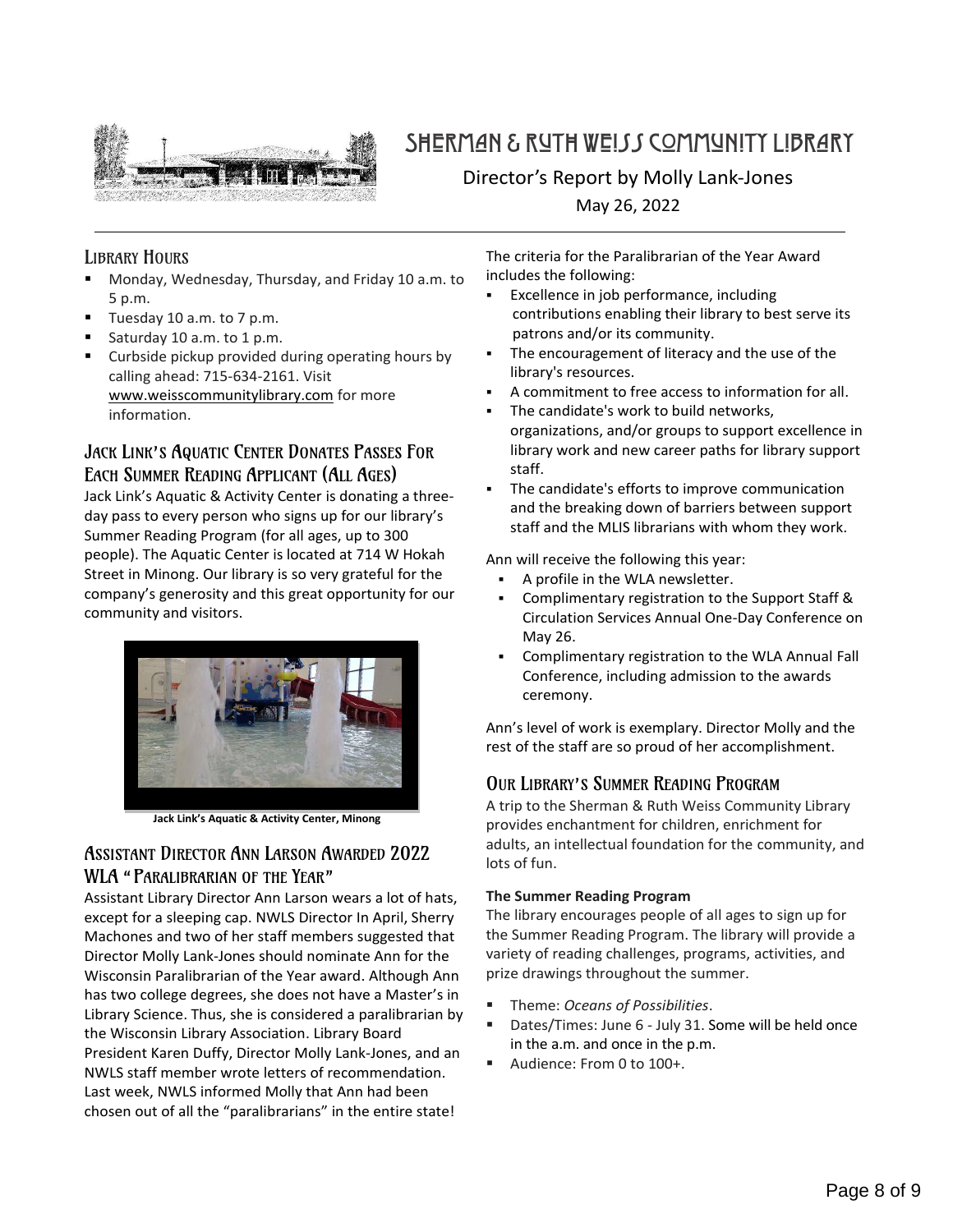# SHERMAN & RUTH WEISS COMMUNITY LIBRARY

Director's Report by Molly Lank-Jones

May 26, 2022

## Library Hours

- Monday, Wednesday, Thursday, and Friday 10 a.m. to 5 p.m.
- Tuesday 10 a.m. to 7 p.m.
- Saturday 10 a.m. to 1 p.m.
- Curbside pickup provided during operating hours by calling ahead: 715-634-2161. Visit www.weisscommunitylibrary.com for more information.

## Jack Link's Aquatic Center Donates Passes For Each Summer Reading Applicant (All Ages)

Jack Link's Aquatic & Activity Center is donating a three-day pass to every person who signs up for our library's Summer Reading Program (for all ages, up to 300 people). The Aquatic Center is located at 714 W Hokah Street in Minong. Our library is so very grateful for the company's generosity and this great opportunity for our community and visitors.

**Jack Link's Aquatic & Activity Center, Minong**

## Assistant Director Ann Larson Awarded 2022 WLA "Paralibrarian of the Year"

Assistant Library Director Ann Larson wears a lot of hats, except for a sleeping cap. NWLS Director In April, Sherry Machones and two of her staff members suggested that Director Molly Lank-Jones should nominate Ann for the Wisconsin Paralibrarian of the Year award. Although Ann has two college degrees, she does not have a Master's in Library Science. Thus, she is considered a paralibrarian by the Wisconsin Library Association. Library Board President Karen Duffy, Director Molly Lank-Jones, and an NWLS staff member wrote letters of recommendation. Last week, NWLS informed Molly that Ann had been chosen out of all the "paralibrarians" in the entire state!

The criteria for the Paralibrarian of the Year Award includes the following:

- Excellence in job performance, including contributions enabling their library to best serve its patrons and/or its community.
- The encouragement of literacy and the use of the library's resources.
- A commitment to free access to information for all.
- The candidate's work to build networks, organizations, and/or groups to support excellence in library work and new career paths for library support staff.
- The candidate's efforts to improve communication and the breaking down of barriers between support staff and the MLIS librarians with whom they work.

Ann will receive the following this year:

- A profile in the WLA newsletter.
- Complimentary registration to the Support Staff & Circulation Services Annual One-Day Conference on May 26.
- Complimentary registration to the WLA Annual Fall Conference, including admission to the awards ceremony.

Ann's level of work is exemplary. Director Molly and the rest of the staff are so proud of her accomplishment.

## Our Library's Summer Reading Program

A trip to the Sherman & Ruth Weiss Community Library provides enchantment for children, enrichment for adults, an intellectual foundation for the community, and lots of fun.

**The Summer Reading Program**

The library encourages people of all ages to sign up for the Summer Reading Program. The library will provide a variety of reading challenges, programs, activities, and prize drawings throughout the summer.

- Theme: *Oceans of Possibilities*.
- Dates/Times: June 6 - July 31. Some will be held once in the a.m. and once in the p.m.
- Audience: From 0 to 100+.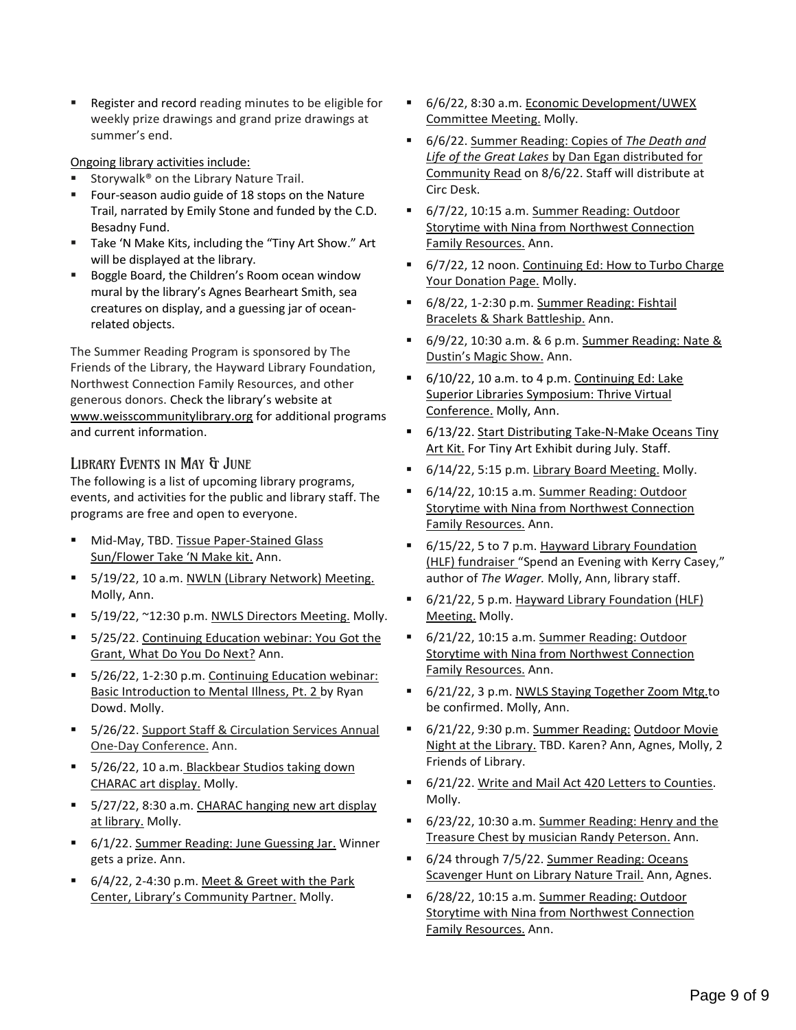- Register and record reading minutes to be eligible for weekly prize drawings and grand prize drawings at summer's end.

Ongoing library activities include:

- Storywalk® on the Library Nature Trail.
- Four-season audio guide of 18 stops on the Nature Trail, narrated by Emily Stone and funded by the C.D. Besadny Fund.
- Take 'N Make Kits, including the "Tiny Art Show." Art will be displayed at the library.
- Boggle Board, the Children's Room ocean window mural by the library's Agnes Bearheart Smith, sea creatures on display, and a guessing jar of ocean-related objects.

The Summer Reading Program is sponsored by The Friends of the Library, the Hayward Library Foundation, Northwest Connection Family Resources, and other generous donors. Check the library's website at www.weisscommunitylibrary.org for additional programs and current information.

## Library Events in May & June

The following is a list of upcoming library programs, events, and activities for the public and library staff. The programs are free and open to everyone.

- Mid-May, TBD. Tissue Paper-Stained Glass Sun/Flower Take 'N Make kit. Ann.
- 5/19/22, 10 a.m. NWLN (Library Network) Meeting. Molly, Ann.
- 5/19/22, ~12:30 p.m. NWLS Directors Meeting. Molly.
- 5/25/22. Continuing Education webinar: You Got the Grant, What Do You Do Next? Ann.
- 5/26/22, 1-2:30 p.m. Continuing Education webinar: Basic Introduction to Mental Illness, Pt. 2 by Ryan Dowd. Molly.
- 5/26/22. Support Staff & Circulation Services Annual One-Day Conference. Ann.
- 5/26/22, 10 a.m. Blackbear Studios taking down CHARAC art display. Molly.
- 5/27/22, 8:30 a.m. CHARAC hanging new art display at library. Molly.
- 6/1/22. Summer Reading: June Guessing Jar. Winner gets a prize. Ann.
- 6/4/22, 2-4:30 p.m. Meet & Greet with the Park Center, Library's Community Partner. Molly.
- 6/6/22, 8:30 a.m. Economic Development/UWEX Committee Meeting. Molly.
- 6/6/22. Summer Reading: Copies of *The Death and Life of the Great Lakes* by Dan Egan distributed for Community Read on 8/6/22. Staff will distribute at Circ Desk.
- 6/7/22, 10:15 a.m. Summer Reading: Outdoor Storytime with Nina from Northwest Connection Family Resources. Ann.
- 6/7/22, 12 noon. Continuing Ed: How to Turbo Charge Your Donation Page. Molly.
- 6/8/22, 1-2:30 p.m. Summer Reading: Fishtail Bracelets & Shark Battleship. Ann.
- 6/9/22, 10:30 a.m. & 6 p.m. Summer Reading: Nate & Dustin's Magic Show. Ann.
- 6/10/22, 10 a.m. to 4 p.m. Continuing Ed: Lake Superior Libraries Symposium: Thrive Virtual Conference. Molly, Ann.
- 6/13/22. Start Distributing Take-N-Make Oceans Tiny Art Kit. For Tiny Art Exhibit during July. Staff.
- 6/14/22, 5:15 p.m. Library Board Meeting. Molly.
- 6/14/22, 10:15 a.m. Summer Reading: Outdoor Storytime with Nina from Northwest Connection Family Resources. Ann.
- 6/15/22, 5 to 7 p.m. Hayward Library Foundation (HLF) fundraiser "Spend an Evening with Kerry Casey," author of *The Wager.* Molly, Ann, library staff.
- 6/21/22, 5 p.m. Hayward Library Foundation (HLF) Meeting. Molly.
- 6/21/22, 10:15 a.m. Summer Reading: Outdoor Storytime with Nina from Northwest Connection Family Resources. Ann.
- 6/21/22, 3 p.m. NWLS Staying Together Zoom Mtg.to be confirmed. Molly, Ann.
- 6/21/22, 9:30 p.m. Summer Reading: Outdoor Movie Night at the Library. TBD. Karen? Ann, Agnes, Molly, 2 Friends of Library.
- 6/21/22. Write and Mail Act 420 Letters to Counties. Molly.
- 6/23/22, 10:30 a.m. Summer Reading: Henry and the Treasure Chest by musician Randy Peterson. Ann.
- 6/24 through 7/5/22. Summer Reading: Oceans Scavenger Hunt on Library Nature Trail. Ann, Agnes.
- 6/28/22, 10:15 a.m. Summer Reading: Outdoor Storytime with Nina from Northwest Connection Family Resources. Ann.